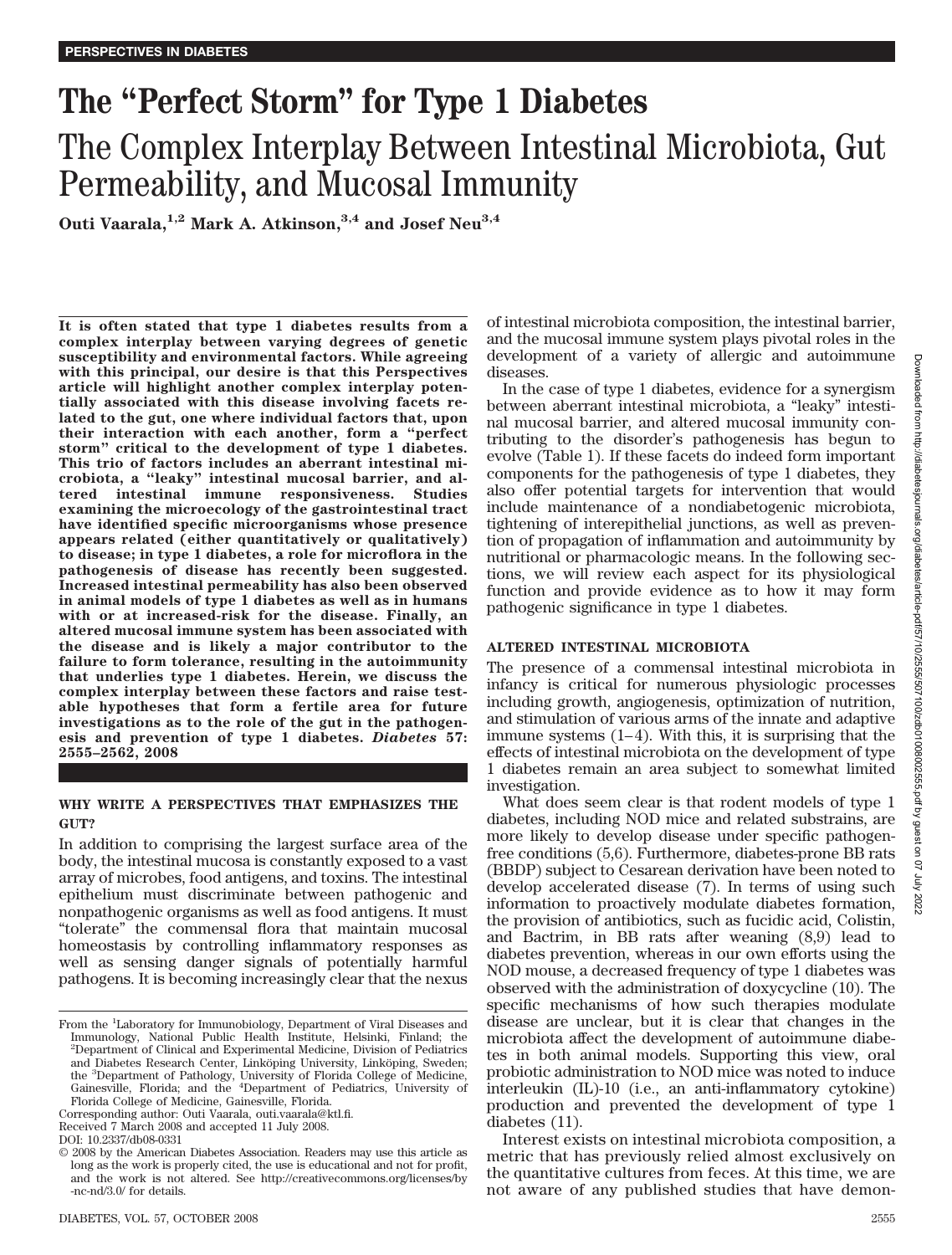PERSPECTIVES IN DIABETES

# The "Perfect Storm" for Type 1 Diabetes

## The Complex Interplay Between Intestinal Microbiota, Gut Permeability, and Mucosal Immunity

**Outi Vaarala,[1,2] Mark A. Atkinson,[3,4] and Josef Neu[3,4]**

**It is often stated that type 1 diabetes results from a complex interplay between varying degrees of genetic susceptibility and environmental factors. While agreeing with this principal, our desire is that this Perspectives article will highlight another complex interplay potentially associated with this disease involving facets related to the gut, one where individual factors that, upon their interaction with each another, form a "perfect storm" critical to the development of type 1 diabetes. This trio of factors includes an aberrant intestinal microbiota, a "leaky" intestinal mucosal barrier, and altered intestinal immune responsiveness. Studies examining the microecology of the gastrointestinal tract have identified specific microorganisms whose presence appears related (either quantitatively or qualitatively) to disease; in type 1 diabetes, a role for microflora in the pathogenesis of disease has recently been suggested. Increased intestinal permeability has also been observed in animal models of type 1 diabetes as well as in humans with or at increased-risk for the disease. Finally, an altered mucosal immune system has been associated with the disease and is likely a major contributor to the failure to form tolerance, resulting in the autoimmunity that underlies type 1 diabetes. Herein, we discuss the complex interplay between these factors and raise testable hypotheses that form a fertile area for future investigations as to the role of the gut in the pathogenesis and prevention of type 1 diabetes. *Diabetes* 57: 2555–2562, 2008**

### WHY WRITE A PERSPECTIVES THAT EMPHASIZES THE GUT?

In addition to comprising the largest surface area of the body, the intestinal mucosa is constantly exposed to a vast array of microbes, food antigens, and toxins. The intestinal epithelium must discriminate between pathogenic and nonpathogenic organisms as well as food antigens. It must "tolerate" the commensal flora that maintain mucosal homeostasis by controlling inflammatory responses as well as sensing danger signals of potentially harmful pathogens. It is becoming increasingly clear that the nexus of intestinal microbiota composition, the intestinal barrier, and the mucosal immune system plays pivotal roles in the development of a variety of allergic and autoimmune diseases.

In the case of type 1 diabetes, evidence for a synergism between aberrant intestinal microbiota, a "leaky" intestinal mucosal barrier, and altered mucosal immunity contributing to the disorder's pathogenesis has begun to evolve (Table 1). If these facets do indeed form important components for the pathogenesis of type 1 diabetes, they also offer potential targets for intervention that would include maintenance of a nondiabetogenic microbiota, tightening of interepithelial junctions, as well as prevention of propagation of inflammation and autoimmunity by nutritional or pharmacologic means. In the following sections, we will review each aspect for its physiological function and provide evidence as to how it may form pathogenic significance in type 1 diabetes.

### ALTERED INTESTINAL MICROBIOTA

The presence of a commensal intestinal microbiota in infancy is critical for numerous physiologic processes including growth, angiogenesis, optimization of nutrition, and stimulation of various arms of the innate and adaptive immune systems (1–4). With this, it is surprising that the effects of intestinal microbiota on the development of type 1 diabetes remain an area subject to somewhat limited investigation.

What does seem clear is that rodent models of type 1 diabetes, including NOD mice and related substrains, are more likely to develop disease under specific pathogen-free conditions (5,6). Furthermore, diabetes-prone BB rats (BBDP) subject to Cesarean derivation have been noted to develop accelerated disease (7). In terms of using such information to proactively modulate diabetes formation, the provision of antibiotics, such as fucidic acid, Colistin, and Bactrim, in BB rats after weaning (8,9) lead to diabetes prevention, whereas in our own efforts using the NOD mouse, a decreased frequency of type 1 diabetes was observed with the administration of doxycycline (10). The specific mechanisms of how such therapies modulate disease are unclear, but it is clear that changes in the microbiota affect the development of autoimmune diabetes in both animal models. Supporting this view, oral probiotic administration to NOD mice was noted to induce interleukin (IL)-10 (i.e., an anti-inflammatory cytokine) production and prevented the development of type 1 diabetes (11).

Interest exists on intestinal microbiota composition, a metric that has previously relied almost exclusively on the quantitative cultures from feces. At this time, we are not aware of any published studies that have demon-

From the [1]Laboratory for Immunobiology, Department of Viral Diseases and Immunology, National Public Health Institute, Helsinki, Finland; the [2]Department of Clinical and Experimental Medicine, Division of Pediatrics and Diabetes Research Center, Linköping University, Linköping, Sweden; the [3]Department of Pathology, University of Florida College of Medicine, Gainesville, Florida; and the [4]Department of Pediatrics, University of Florida College of Medicine, Gainesville, Florida.

Corresponding author: Outi Vaarala, outi.vaarala@ktl.fi.

Received 7 March 2008 and accepted 11 July 2008.

DOI: 10.2337/db08-0331

© 2008 by the American Diabetes Association. Readers may use this article as long as the work is properly cited, the use is educational and not for profit, and the work is not altered. See http://creativecommons.org/licenses/by-nc-nd/3.0/ for details.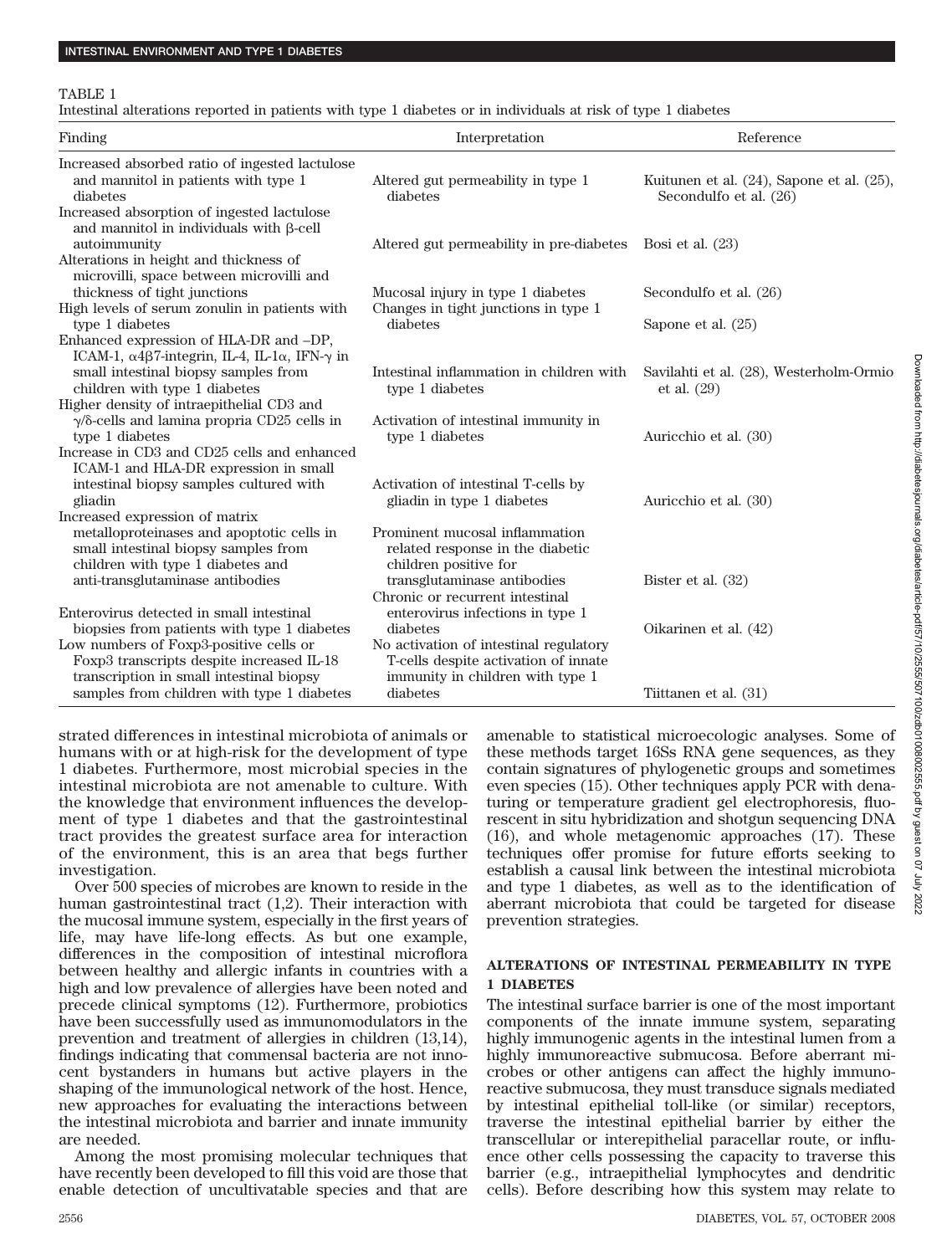TABLE 1

Intestinal alterations reported in patients with type 1 diabetes or in individuals at risk of type 1 diabetes

| Finding | Interpretation | Reference |
|---|---|---|
| Increased absorbed ratio of ingested lactulose and mannitol in patients with type 1 diabetes | Altered gut permeability in type 1 diabetes | Kuitunen et al. (24), Sapone et al. (25), Secondulfo et al. (26) |
| Increased absorption of ingested lactulose and mannitol in individuals with β-cell autoimmunity | Altered gut permeability in pre-diabetes | Bosi et al. (23) |
| Alterations in height and thickness of microvilli, space between microvilli and thickness of tight junctions | Mucosal injury in type 1 diabetes | Secondulfo et al. (26) |
| High levels of serum zonulin in patients with type 1 diabetes | Changes in tight junctions in type 1 diabetes | Sapone et al. (25) |
| Enhanced expression of HLA-DR and –DP, ICAM-1, α4β7-integrin, IL-4, IL-1α, IFN-γ in small intestinal biopsy samples from children with type 1 diabetes | Intestinal inflammation in children with type 1 diabetes | Savilahti et al. (28), Westerholm-Ormio et al. (29) |
| Higher density of intraepithelial CD3 and γ/δ-cells and lamina propria CD25 cells in type 1 diabetes | Activation of intestinal immunity in type 1 diabetes | Auricchio et al. (30) |
| Increase in CD3 and CD25 cells and enhanced ICAM-1 and HLA-DR expression in small intestinal biopsy samples cultured with gliadin | Activation of intestinal T-cells by gliadin in type 1 diabetes | Auricchio et al. (30) |
| Increased expression of matrix metalloproteinases and apoptotic cells in small intestinal biopsy samples from children with type 1 diabetes and anti-transglutaminase antibodies | Prominent mucosal inflammation related response in the diabetic children positive for transglutaminase antibodies | Bister et al. (32) |
| Enterovirus detected in small intestinal biopsies from patients with type 1 diabetes | Chronic or recurrent intestinal enterovirus infections in type 1 diabetes | Oikarinen et al. (42) |
| Low numbers of Foxp3-positive cells or Foxp3 transcripts despite increased IL-18 transcription in small intestinal biopsy samples from children with type 1 diabetes | No activation of intestinal regulatory T-cells despite activation of innate immunity in children with type 1 diabetes | Tiittanen et al. (31) |

strated differences in intestinal microbiota of animals or humans with or at high-risk for the development of type 1 diabetes. Furthermore, most microbial species in the intestinal microbiota are not amenable to culture. With the knowledge that environment influences the development of type 1 diabetes and that the gastrointestinal tract provides the greatest surface area for interaction of the environment, this is an area that begs further investigation.

Over 500 species of microbes are known to reside in the human gastrointestinal tract (1,2). Their interaction with the mucosal immune system, especially in the first years of life, may have life-long effects. As but one example, differences in the composition of intestinal microflora between healthy and allergic infants in countries with a high and low prevalence of allergies have been noted and precede clinical symptoms (12). Furthermore, probiotics have been successfully used as immunomodulators in the prevention and treatment of allergies in children (13,14), findings indicating that commensal bacteria are not innocent bystanders in humans but active players in the shaping of the immunological network of the host. Hence, new approaches for evaluating the interactions between the intestinal microbiota and barrier and innate immunity are needed.

Among the most promising molecular techniques that have recently been developed to fill this void are those that enable detection of uncultivatable species and that are amenable to statistical microecologic analyses. Some of these methods target 16Ss RNA gene sequences, as they contain signatures of phylogenetic groups and sometimes even species (15). Other techniques apply PCR with denaturing or temperature gradient gel electrophoresis, fluorescent in situ hybridization and shotgun sequencing DNA (16), and whole metagenomic approaches (17). These techniques offer promise for future efforts seeking to establish a causal link between the intestinal microbiota and type 1 diabetes, as well as to the identification of aberrant microbiota that could be targeted for disease prevention strategies.

## ALTERATIONS OF INTESTINAL PERMEABILITY IN TYPE 1 DIABETES

The intestinal surface barrier is one of the most important components of the innate immune system, separating highly immunogenic agents in the intestinal lumen from a highly immunoreactive submucosa. Before aberrant microbes or other antigens can affect the highly immunoreactive submucosa, they must transduce signals mediated by intestinal epithelial toll-like (or similar) receptors, traverse the intestinal epithelial barrier by either the transcellular or interepithelial paracellar route, or influence other cells possessing the capacity to traverse this barrier (e.g., intraepithelial lymphocytes and dendritic cells). Before describing how this system may relate to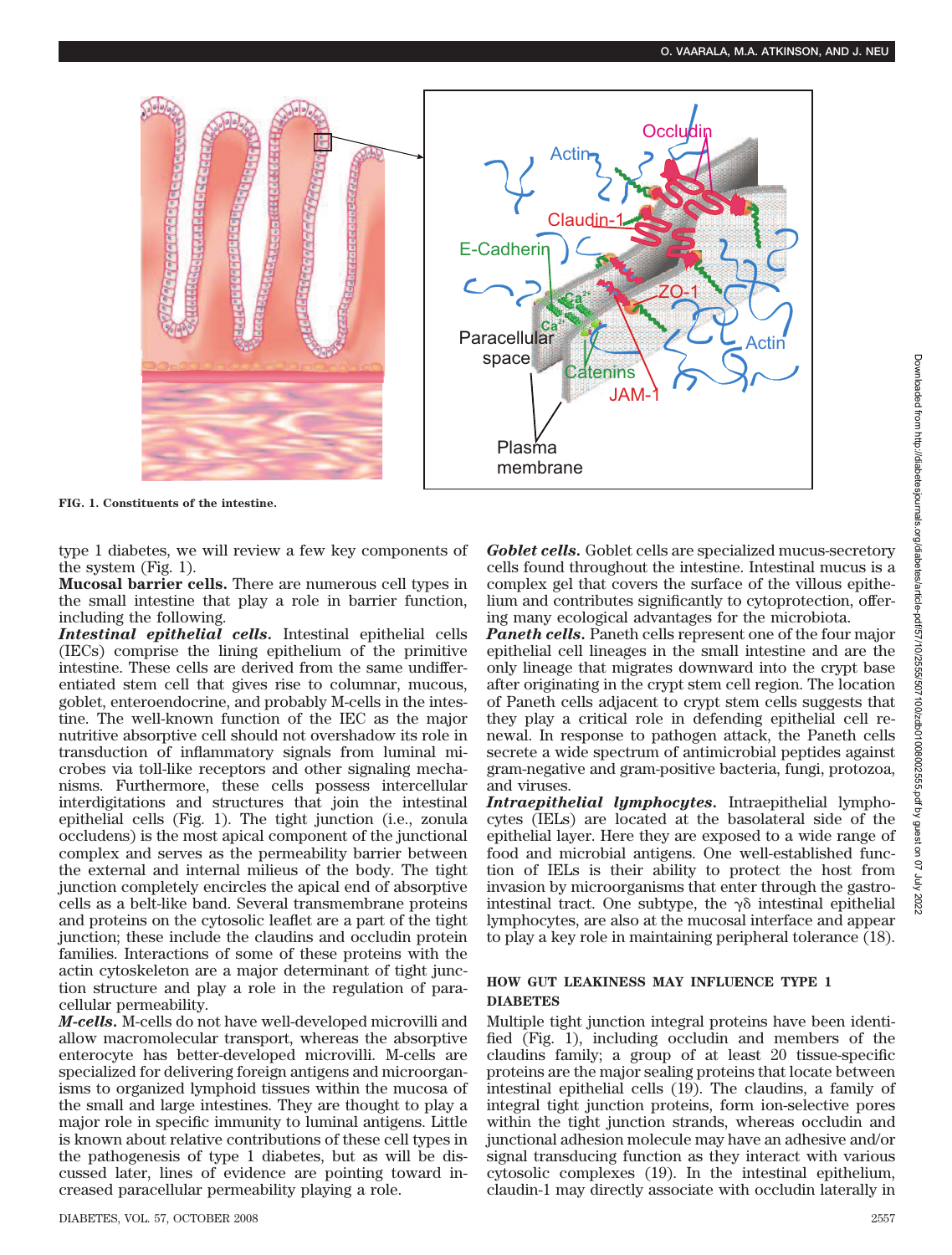Actin

Occludin

Claudin-1

E-Cadherin

$Ca^{2+}$

$Ca^{2+}$

ZO-1

Paracellular space

Actin

Catenins

JAM-1

Plasma membrane

**FIG. 1. Constituents of the intestine.**

type 1 diabetes, we will review a few key components of the system (Fig. 1).

**Mucosal barrier cells.** There are numerous cell types in the small intestine that play a role in barrier function, including the following.

***Intestinal epithelial cells.*** Intestinal epithelial cells (IECs) comprise the lining epithelium of the primitive intestine. These cells are derived from the same undifferentiated stem cell that gives rise to columnar, mucous, goblet, enteroendocrine, and probably M-cells in the intestine. The well-known function of the IEC as the major nutritive absorptive cell should not overshadow its role in transduction of inflammatory signals from luminal microbes via toll-like receptors and other signaling mechanisms. Furthermore, these cells possess intercellular interdigitations and structures that join the intestinal epithelial cells (Fig. 1). The tight junction (i.e., zonula occludens) is the most apical component of the junctional complex and serves as the permeability barrier between the external and internal milieus of the body. The tight junction completely encircles the apical end of absorptive cells as a belt-like band. Several transmembrane proteins and proteins on the cytosolic leaflet are a part of the tight junction; these include the claudins and occludin protein families. Interactions of some of these proteins with the actin cytoskeleton are a major determinant of tight junction structure and play a role in the regulation of paracellular permeability.

***M-cells.*** M-cells do not have well-developed microvilli and allow macromolecular transport, whereas the absorptive enterocyte has better-developed microvilli. M-cells are specialized for delivering foreign antigens and microorganisms to organized lymphoid tissues within the mucosa of the small and large intestines. They are thought to play a major role in specific immunity to luminal antigens. Little is known about relative contributions of these cell types in the pathogenesis of type 1 diabetes, but as will be discussed later, lines of evidence are pointing toward increased paracellular permeability playing a role.

***Goblet cells.*** Goblet cells are specialized mucus-secretory cells found throughout the intestine. Intestinal mucus is a complex gel that covers the surface of the villous epithelium and contributes significantly to cytoprotection, offering many ecological advantages for the microbiota.

***Paneth cells.*** Paneth cells represent one of the four major epithelial cell lineages in the small intestine and are the only lineage that migrates downward into the crypt base after originating in the crypt stem cell region. The location of Paneth cells adjacent to crypt stem cells suggests that they play a critical role in defending epithelial cell renewal. In response to pathogen attack, the Paneth cells secrete a wide spectrum of antimicrobial peptides against gram-negative and gram-positive bacteria, fungi, protozoa, and viruses.

***Intraepithelial lymphocytes.*** Intraepithelial lymphocytes (IELs) are located at the basolateral side of the epithelial layer. Here they are exposed to a wide range of food and microbial antigens. One well-established function of IELs is their ability to protect the host from invasion by microorganisms that enter through the gastrointestinal tract. One subtype, the $\gamma\delta$ intestinal epithelial lymphocytes, are also at the mucosal interface and appear to play a key role in maintaining peripheral tolerance (18).

## HOW GUT LEAKINESS MAY INFLUENCE TYPE 1 DIABETES

Multiple tight junction integral proteins have been identified (Fig. 1), including occludin and members of the claudins family; a group of at least 20 tissue-specific proteins are the major sealing proteins that locate between intestinal epithelial cells (19). The claudins, a family of integral tight junction proteins, form ion-selective pores within the tight junction strands, whereas occludin and junctional adhesion molecule may have an adhesive and/or signal transducing function as they interact with various cytosolic complexes (19). In the intestinal epithelium, claudin-1 may directly associate with occludin laterally in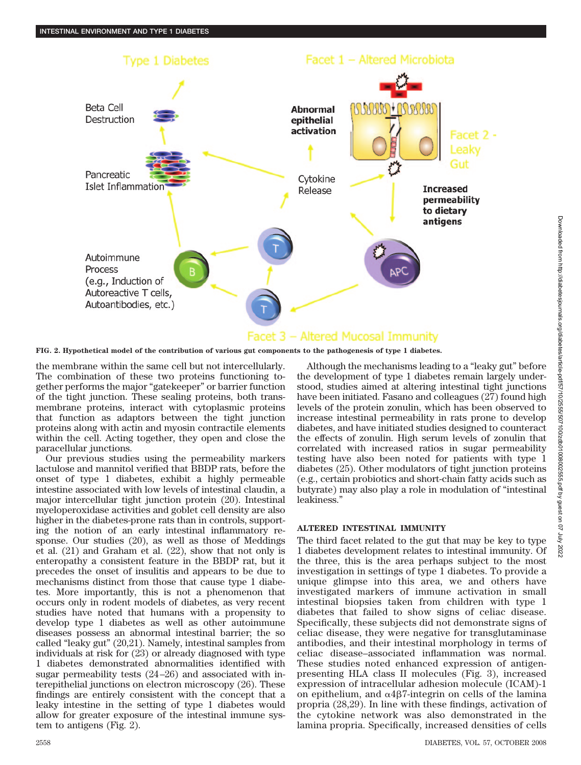FIG. 2. Hypothetical model of the contribution of various gut components to the pathogenesis of type 1 diabetes.

the membrane within the same cell but not intercellularly. The combination of these two proteins functioning together performs the major "gatekeeper" or barrier function of the tight junction. These sealing proteins, both transmembrane proteins, interact with cytoplasmic proteins that function as adaptors between the tight junction proteins along with actin and myosin contractile elements within the cell. Acting together, they open and close the paracellular junctions.

Our previous studies using the permeability markers lactulose and mannitol verified that BBDP rats, before the onset of type 1 diabetes, exhibit a highly permeable intestine associated with low levels of intestinal claudin, a major intercellular tight junction protein (20). Intestinal myeloperoxidase activities and goblet cell density are also higher in the diabetes-prone rats than in controls, supporting the notion of an early intestinal inflammatory response. Our studies (20), as well as those of Meddings et al. (21) and Graham et al. (22), show that not only is enteropathy a consistent feature in the BBDP rat, but it precedes the onset of insulitis and appears to be due to mechanisms distinct from those that cause type 1 diabetes. More importantly, this is not a phenomenon that occurs only in rodent models of diabetes, as very recent studies have noted that humans with a propensity to develop type 1 diabetes as well as other autoimmune diseases possess an abnormal intestinal barrier; the so called "leaky gut" (20,21). Namely, intestinal samples from individuals at risk for (23) or already diagnosed with type 1 diabetes demonstrated abnormalities identified with sugar permeability tests (24–26) and associated with interepithelial junctions on electron microscopy (26). These findings are entirely consistent with the concept that a leaky intestine in the setting of type 1 diabetes would allow for greater exposure of the intestinal immune system to antigens (Fig. 2).

Although the mechanisms leading to a "leaky gut" before the development of type 1 diabetes remain largely understood, studies aimed at altering intestinal tight junctions have been initiated. Fasano and colleagues (27) found high levels of the protein zonulin, which has been observed to increase intestinal permeability in rats prone to develop diabetes, and have initiated studies designed to counteract the effects of zonulin. High serum levels of zonulin that correlated with increased ratios in sugar permeability testing have also been noted for patients with type 1 diabetes (25). Other modulators of tight junction proteins (e.g., certain probiotics and short-chain fatty acids such as butyrate) may also play a role in modulation of "intestinal leakiness."

## ALTERED INTESTINAL IMMUNITY

The third facet related to the gut that may be key to type 1 diabetes development relates to intestinal immunity. Of the three, this is the area perhaps subject to the most investigation in settings of type 1 diabetes. To provide a unique glimpse into this area, we and others have investigated markers of immune activation in small intestinal biopsies taken from children with type 1 diabetes that failed to show signs of celiac disease. Specifically, these subjects did not demonstrate signs of celiac disease, they were negative for transglutaminase antibodies, and their intestinal morphology in terms of celiac disease–associated inflammation was normal. These studies noted enhanced expression of antigen-presenting HLA class II molecules (Fig. 3), increased expression of intracellular adhesion molecule (ICAM)-1 on epithelium, and $\alpha 4\beta 7$-integrin on cells of the lamina propria (28,29). In line with these findings, activation of the cytokine network was also demonstrated in the lamina propria. Specifically, increased densities of cells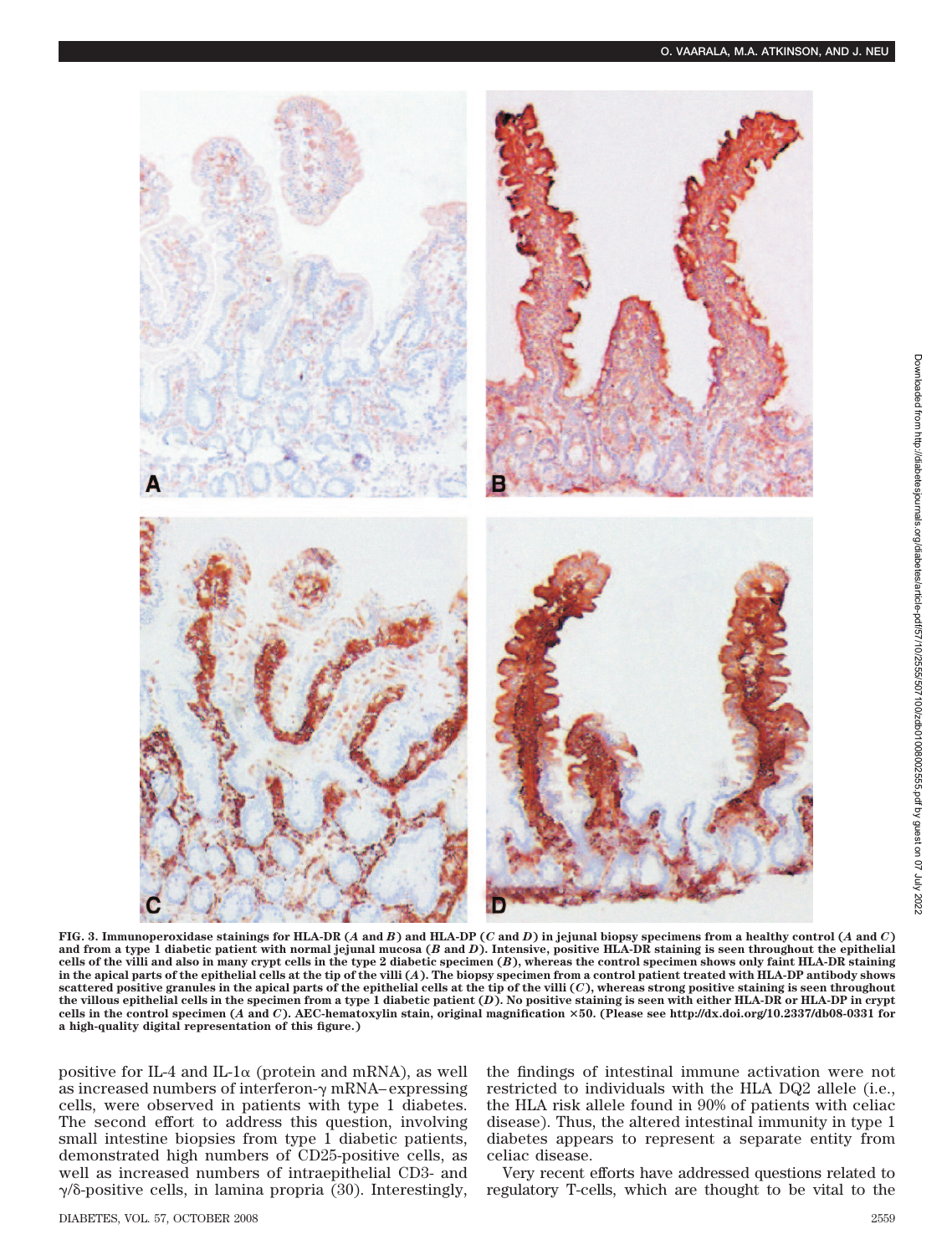FIG. 3. Immunoperoxidase stainings for HLA-DR (*A* and *B*) and HLA-DP (*C* and *D*) in jejunal biopsy specimens from a healthy control (*A* and *C*) and from a type 1 diabetic patient with normal jejunal mucosa (*B* and *D*). Intensive, positive HLA-DR staining is seen throughout the epithelial cells of the villi and also in many crypt cells in the type 2 diabetic specimen (*B*), whereas the control specimen shows only faint HLA-DR staining in the apical parts of the epithelial cells at the tip of the villi (*A*). The biopsy specimen from a control patient treated with HLA-DP antibody shows scattered positive granules in the apical parts of the epithelial cells at the tip of the villi (*C*), whereas strong positive staining is seen throughout the villous epithelial cells in the specimen from a type 1 diabetic patient (*D*). No positive staining is seen with either HLA-DR or HLA-DP in crypt cells in the control specimen (*A* and *C*). AEC-hematoxylin stain, original magnification ×50. (Please see http://dx.doi.org/10.2337/db08-0331 for a high-quality digital representation of this figure.)

positive for IL-4 and IL-1α (protein and mRNA), as well as increased numbers of interferon-γ mRNA–expressing cells, were observed in patients with type 1 diabetes. The second effort to address this question, involving small intestine biopsies from type 1 diabetic patients, demonstrated high numbers of CD25-positive cells, as well as increased numbers of intraepithelial CD3- and γ/δ-positive cells, in lamina propria (30). Interestingly, the findings of intestinal immune activation were not restricted to individuals with the HLA DQ2 allele (i.e., the HLA risk allele found in 90% of patients with celiac disease). Thus, the altered intestinal immunity in type 1 diabetes appears to represent a separate entity from celiac disease.

Very recent efforts have addressed questions related to regulatory T-cells, which are thought to be vital to the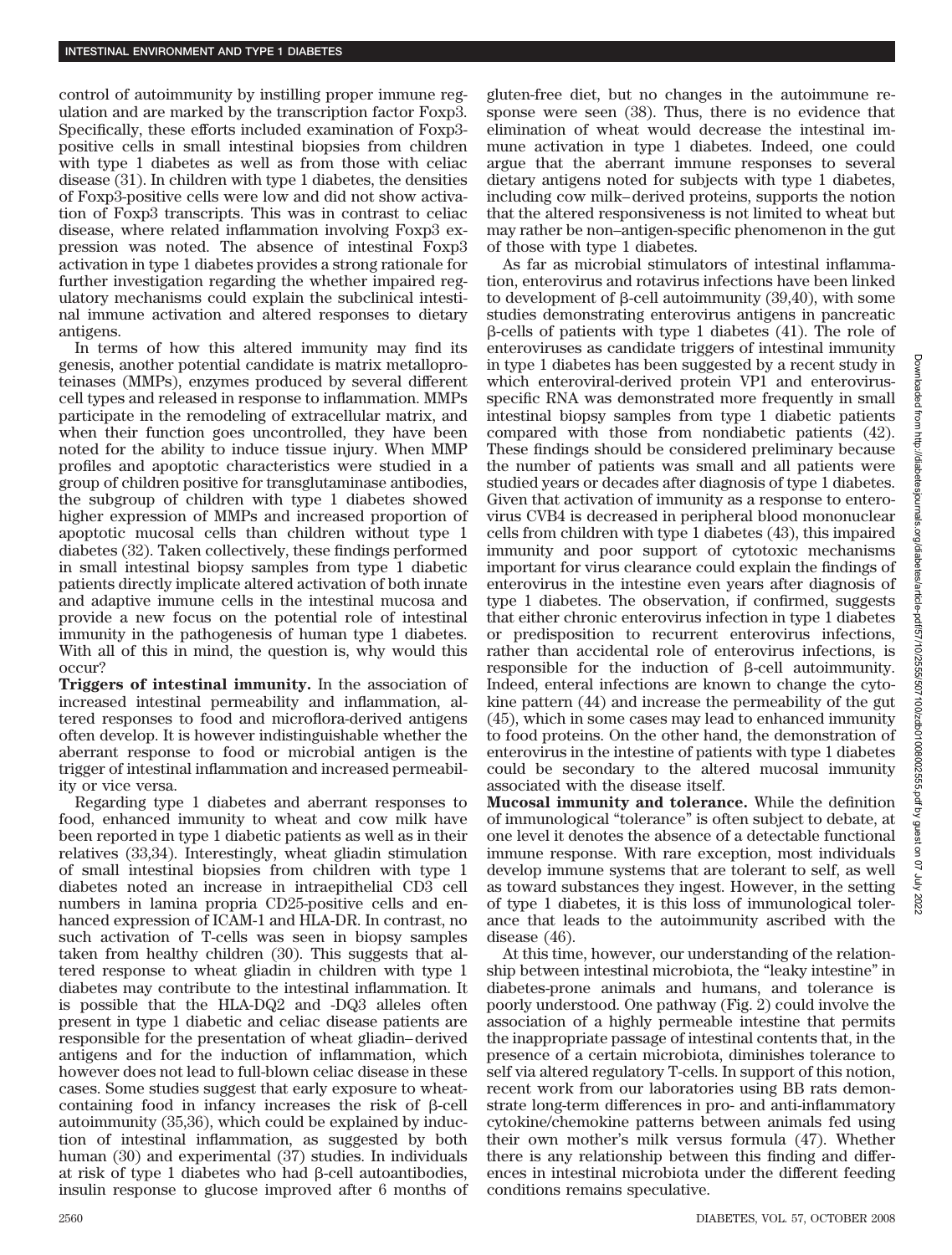control of autoimmunity by instilling proper immune regulation and are marked by the transcription factor Foxp3. Specifically, these efforts included examination of Foxp3-positive cells in small intestinal biopsies from children with type 1 diabetes as well as from those with celiac disease (31). In children with type 1 diabetes, the densities of Foxp3-positive cells were low and did not show activation of Foxp3 transcripts. This was in contrast to celiac disease, where related inflammation involving Foxp3 expression was noted. The absence of intestinal Foxp3 activation in type 1 diabetes provides a strong rationale for further investigation regarding the whether impaired regulatory mechanisms could explain the subclinical intestinal immune activation and altered responses to dietary antigens.

In terms of how this altered immunity may find its genesis, another potential candidate is matrix metalloproteinases (MMPs), enzymes produced by several different cell types and released in response to inflammation. MMPs participate in the remodeling of extracellular matrix, and when their function goes uncontrolled, they have been noted for the ability to induce tissue injury. When MMP profiles and apoptotic characteristics were studied in a group of children positive for transglutaminase antibodies, the subgroup of children with type 1 diabetes showed higher expression of MMPs and increased proportion of apoptotic mucosal cells than children without type 1 diabetes (32). Taken collectively, these findings performed in small intestinal biopsy samples from type 1 diabetic patients directly implicate altered activation of both innate and adaptive immune cells in the intestinal mucosa and provide a new focus on the potential role of intestinal immunity in the pathogenesis of human type 1 diabetes. With all of this in mind, the question is, why would this occur?

**Triggers of intestinal immunity.** In the association of increased intestinal permeability and inflammation, altered responses to food and microflora-derived antigens often develop. It is however indistinguishable whether the aberrant response to food or microbial antigen is the trigger of intestinal inflammation and increased permeability or vice versa.

Regarding type 1 diabetes and aberrant responses to food, enhanced immunity to wheat and cow milk have been reported in type 1 diabetic patients as well as in their relatives (33,34). Interestingly, wheat gliadin stimulation of small intestinal biopsies from children with type 1 diabetes noted an increase in intraepithelial CD3 cell numbers in lamina propria CD25-positive cells and enhanced expression of ICAM-1 and HLA-DR. In contrast, no such activation of T-cells was seen in biopsy samples taken from healthy children (30). This suggests that altered response to wheat gliadin in children with type 1 diabetes may contribute to the intestinal inflammation. It is possible that the HLA-DQ2 and -DQ3 alleles often present in type 1 diabetic and celiac disease patients are responsible for the presentation of wheat gliadin–derived antigens and for the induction of inflammation, which however does not lead to full-blown celiac disease in these cases. Some studies suggest that early exposure to wheat-containing food in infancy increases the risk of β-cell autoimmunity (35,36), which could be explained by induction of intestinal inflammation, as suggested by both human (30) and experimental (37) studies. In individuals at risk of type 1 diabetes who had β-cell autoantibodies, insulin response to glucose improved after 6 months of gluten-free diet, but no changes in the autoimmune response were seen (38). Thus, there is no evidence that elimination of wheat would decrease the intestinal immune activation in type 1 diabetes. Indeed, one could argue that the aberrant immune responses to several dietary antigens noted for subjects with type 1 diabetes, including cow milk–derived proteins, supports the notion that the altered responsiveness is not limited to wheat but may rather be non–antigen-specific phenomenon in the gut of those with type 1 diabetes.

As far as microbial stimulators of intestinal inflammation, enterovirus and rotavirus infections have been linked to development of β-cell autoimmunity (39,40), with some studies demonstrating enterovirus antigens in pancreatic β-cells of patients with type 1 diabetes (41). The role of enteroviruses as candidate triggers of intestinal immunity in type 1 diabetes has been suggested by a recent study in which enteroviral-derived protein VP1 and enterovirus-specific RNA was demonstrated more frequently in small intestinal biopsy samples from type 1 diabetic patients compared with those from nondiabetic patients (42). These findings should be considered preliminary because the number of patients was small and all patients were studied years or decades after diagnosis of type 1 diabetes. Given that activation of immunity as a response to enterovirus CVB4 is decreased in peripheral blood mononuclear cells from children with type 1 diabetes (43), this impaired immunity and poor support of cytotoxic mechanisms important for virus clearance could explain the findings of enterovirus in the intestine even years after diagnosis of type 1 diabetes. The observation, if confirmed, suggests that either chronic enterovirus infection in type 1 diabetes or predisposition to recurrent enterovirus infections, rather than accidental role of enterovirus infections, is responsible for the induction of β-cell autoimmunity. Indeed, enteral infections are known to change the cytokine pattern (44) and increase the permeability of the gut (45), which in some cases may lead to enhanced immunity to food proteins. On the other hand, the demonstration of enterovirus in the intestine of patients with type 1 diabetes could be secondary to the altered mucosal immunity associated with the disease itself.

**Mucosal immunity and tolerance.** While the definition of immunological "tolerance" is often subject to debate, at one level it denotes the absence of a detectable functional immune response. With rare exception, most individuals develop immune systems that are tolerant to self, as well as toward substances they ingest. However, in the setting of type 1 diabetes, it is this loss of immunological tolerance that leads to the autoimmunity ascribed with the disease (46).

At this time, however, our understanding of the relationship between intestinal microbiota, the "leaky intestine" in diabetes-prone animals and humans, and tolerance is poorly understood. One pathway (Fig. 2) could involve the association of a highly permeable intestine that permits the inappropriate passage of intestinal contents that, in the presence of a certain microbiota, diminishes tolerance to self via altered regulatory T-cells. In support of this notion, recent work from our laboratories using BB rats demonstrate long-term differences in pro- and anti-inflammatory cytokine/chemokine patterns between animals fed using their own mother's milk versus formula (47). Whether there is any relationship between this finding and differences in intestinal microbiota under the different feeding conditions remains speculative.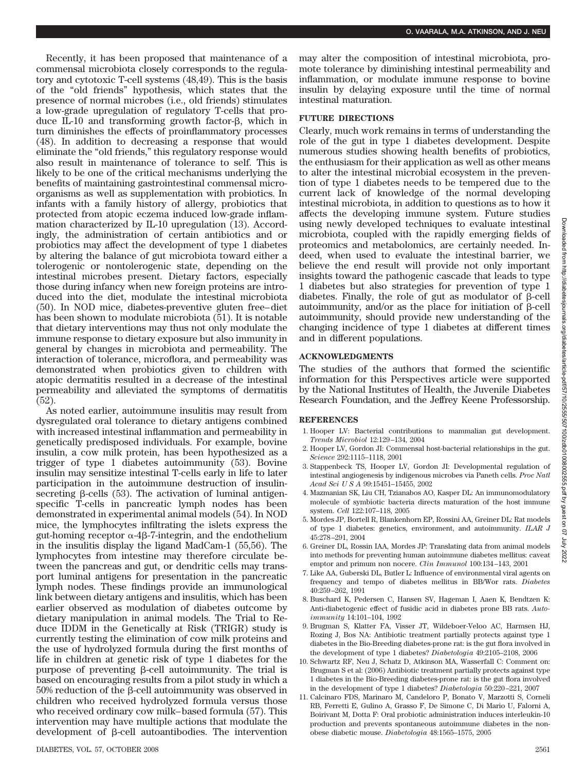Recently, it has been proposed that maintenance of a commensal microbiota closely corresponds to the regulatory and cytotoxic T-cell systems (48,49). This is the basis of the "old friends" hypothesis, which states that the presence of normal microbes (i.e., old friends) stimulates a low-grade upregulation of regulatory T-cells that produce IL-10 and transforming growth factor-β, which in turn diminishes the effects of proinflammatory processes (48). In addition to decreasing a response that would eliminate the "old friends," this regulatory response would also result in maintenance of tolerance to self. This is likely to be one of the critical mechanisms underlying the benefits of maintaining gastrointestinal commensal microorganisms as well as supplementation with probiotics. In infants with a family history of allergy, probiotics that protected from atopic eczema induced low-grade inflammation characterized by IL-10 upregulation (13). Accordingly, the administration of certain antibiotics and or probiotics may affect the development of type 1 diabetes by altering the balance of gut microbiota toward either a tolerogenic or nontolerogenic state, depending on the intestinal microbes present. Dietary factors, especially those during infancy when new foreign proteins are introduced into the diet, modulate the intestinal microbiota (50). In NOD mice, diabetes-preventive gluten free–diet has been shown to modulate microbiota (51). It is notable that dietary interventions may thus not only modulate the immune response to dietary exposure but also immunity in general by changes in microbiota and permeability. The interaction of tolerance, microflora, and permeability was demonstrated when probiotics given to children with atopic dermatitis resulted in a decrease of the intestinal permeability and alleviated the symptoms of dermatitis (52).

As noted earlier, autoimmune insulitis may result from dysregulated oral tolerance to dietary antigens combined with increased intestinal inflammation and permeability in genetically predisposed individuals. For example, bovine insulin, a cow milk protein, has been hypothesized as a trigger of type 1 diabetes autoimmunity (53). Bovine insulin may sensitize intestinal T-cells early in life to later participation in the autoimmune destruction of insulin-secreting β-cells (53). The activation of luminal antigen-specific T-cells in pancreatic lymph nodes has been demonstrated in experimental animal models (54). In NOD mice, the lymphocytes infiltrating the islets express the gut-homing receptor α-4β-7-integrin, and the endothelium in the insulitis display the ligand MadCam-1 (55,56). The lymphocytes from intestine may therefore circulate between the pancreas and gut, or dendritic cells may transport luminal antigens for presentation in the pancreatic lymph nodes. These findings provide an immunological link between dietary antigens and insulitis, which has been earlier observed as modulation of diabetes outcome by dietary manipulation in animal models. The Trial to Reduce IDDM in the Genetically at Risk (TRIGR) study is currently testing the elimination of cow milk proteins and the use of hydrolyzed formula during the first months of life in children at genetic risk of type 1 diabetes for the purpose of preventing β-cell autoimmunity. The trial is based on encouraging results from a pilot study in which a 50% reduction of the β-cell autoimmunity was observed in children who received hydrolyzed formula versus those who received ordinary cow milk–based formula (57). This intervention may have multiple actions that modulate the development of β-cell autoantibodies. The intervention may alter the composition of intestinal microbiota, promote tolerance by diminishing intestinal permeability and inflammation, or modulate immune response to bovine insulin by delaying exposure until the time of normal intestinal maturation.

## FUTURE DIRECTIONS

Clearly, much work remains in terms of understanding the role of the gut in type 1 diabetes development. Despite numerous studies showing health benefits of probiotics, the enthusiasm for their application as well as other means to alter the intestinal microbial ecosystem in the prevention of type 1 diabetes needs to be tempered due to the current lack of knowledge of the normal developing intestinal microbiota, in addition to questions as to how it affects the developing immune system. Future studies using newly developed techniques to evaluate intestinal microbiota, coupled with the rapidly emerging fields of proteomics and metabolomics, are certainly needed. Indeed, when used to evaluate the intestinal barrier, we believe the end result will provide not only important insights toward the pathogenic cascade that leads to type 1 diabetes but also strategies for prevention of type 1 diabetes. Finally, the role of gut as modulator of β-cell autoimmunity, and/or as the place for initiation of β-cell autoimmunity, should provide new understanding of the changing incidence of type 1 diabetes at different times and in different populations.

## ACKNOWLEDGMENTS

The studies of the authors that formed the scientific information for this Perspectives article were supported by the National Institutes of Health, the Juvenile Diabetes Research Foundation, and the Jeffrey Keene Professorship.

## REFERENCES

1. Hooper LV: Bacterial contributions to mammalian gut development. *Trends Microbiol* 12:129–134, 2004
2. Hooper LV, Gordon JI: Commensal host-bacterial relationships in the gut. *Science* 292:1115–1118, 2001
3. Stappenbeck TS, Hooper LV, Gordon JI: Developmental regulation of intestinal angiogenesis by indigenous microbes via Paneth cells. *Proc Natl Acad Sci U S A* 99:15451–15455, 2002
4. Mazmanian SK, Liu CH, Tzianabos AO, Kasper DL: An immunomodulatory molecule of symbiotic bacteria directs maturation of the host immune system. *Cell* 122:107–118, 2005
5. Mordes JP, Bortell R, Blankenhorn EP, Rossini AA, Greiner DL: Rat models of type 1 diabetes: genetics, environment, and autoimmunity. *ILAR J* 45:278–291, 2004
6. Greiner DL, Rossin IAA, Mordes JP: Translating data from animal models into methods for preventing human autoimmune diabetes mellitus: caveat emptor and primum non nocere. *Clin Immunol* 100:134–143, 2001
7. Like AA, Guberski DL, Butler L: Influence of environmental viral agents on frequency and tempo of diabetes mellitus in BB/Wor rats. *Diabetes* 40:259–262, 1991
8. Buschard K, Pedersen C, Hansen SV, Hageman I, Aaen K, Bendtzen K: Anti-diabetogenic effect of fusidic acid in diabetes prone BB rats. *Autoimmunity* 14:101–104, 1992
9. Brugman S, Klatter FA, Visser JT, Wildeboer-Veloo AC, Harmsen HJ, Rozing J, Bos NA: Antibiotic treatment partially protects against type 1 diabetes in the Bio-Breeding diabetes-prone rat: is the gut flora involved in the development of type 1 diabetes? *Diabetologia* 49:2105–2108, 2006
10. Schwartz RF, Neu J, Schatz D, Atkinson MA, Wasserfall C: Comment on: Brugman S et al: (2006) Antibiotic treatment partially protects against type 1 diabetes in the Bio-Breeding diabetes-prone rat: is the gut flora involved in the development of type 1 diabetes? *Diabetologia* 50:220–221, 2007
11. Calcinaro FDS, Marinaro M, Candeloro P, Bonato V, Marzotti S, Corneli RB, Ferretti E, Gulino A, Grasso F, De Simone C, Di Mario U, Falorni A, Boirivant M, Dotta F: Oral probiotic administration induces interleukin-10 production and prevents spontaneous autoimmune diabetes in the non-obese diabetic mouse. *Diabetologia* 48:1565–1575, 2005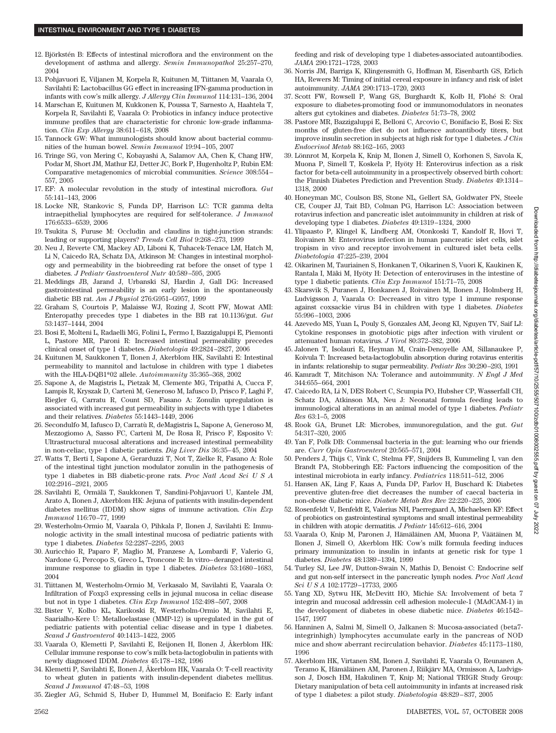12. Björkstén B: Effects of intestinal microflora and the environment on the development of asthma and allergy. *Semin Immunopathol* 25:257–270, 2004
13. Pohjavuori E, Viljanen M, Korpela R, Kuitunen M, Tiittanen M, Vaarala O, Savilahti E: Lactobacillus GG effect in increasing IFN-gamma production in infants with cow's milk allergy. *J Allergy Clin Immunol* 114:131–136, 2004
14. Marschan E, Kuitunen M, Kukkonen K, Poussa T, Sarnesto A, Haahtela T, Korpela R, Savilahti E, Vaarala O: Probiotics in infancy induce protective immune profiles that are characteristic for chronic low-grade inflammation. *Clin Exp Allergy* 38:611–618, 2008
15. Tannock GW: What immunologists should know about bacterial communities of the human bowel. *Semin Immunol* 19:94–105, 2007
16. Tringe SG, von Mering C, Kobayashi A, Salamov AA, Chen K, Chang HW, Podar M, Short JM, Mathur EJ, Detter JC, Bork P, Hugenholtz P, Rubin EM: Comparative metagenomics of microbial communities. *Science* 308:554–557, 2005
17. EF: A molecular revolution in the study of intestinal microflora. *Gut* 55:141–143, 2006
18. Locke NR, Stankovic S, Funda DP, Harrison LC: TCR gamma delta intraepithelial lymphocytes are required for self-tolerance. *J Immunol* 176:6533–6539, 2006
19. Tsukita S, Furuse M: Occludin and claudins in tight-junction strands: leading or supporting players? *Trends Cell Biol* 9:268–273, 1999
20. Neu J, Reverte CM, Mackey AD, Liboni K, Tuhacek-Tenace LM, Hatch M, Li N, Caicedo RA, Schatz DA, Atkinson M: Changes in intestinal morphology and permeability in the biobreeding rat before the onset of type 1 diabetes. *J Pediatr Gastroenterol Nutr* 40:589–595, 2005
21. Meddings JB, Jarand J, Urbanski SJ, Hardin J, Gall DG: Increased gastrointestinal permeability is an early lesion in the spontaneously diabetic BB rat. *Am J Physiol* 276:G951–G957, 1999
22. Graham S, Courtois P, Malaisse WJ, Rozing J, Scott FW, Mowat AMI: Enteropathy precedes type 1 diabetes in the BB rat 10.1136/gut. *Gut* 53:1437–1444, 2004
23. Bosi E, Molteni L, Radaelli MG, Folini L, Fermo I, Bazzigaluppi E, Piemonti L, Pastore MR, Paroni R: Increased intestinal permeability precedes clinical onset of type 1 diabetes. *Diabetologia* 49:2824–2827, 2006
24. Kuitunen M, Saukkonen T, Ilonen J, Akerblom HK, Savilahti E: Intestinal permeability to mannitol and lactulose in children with type 1 diabetes with the HLA-DQB1*02 allele. *Autoimmunity* 35:365–368, 2002
25. Sapone A, de Magistris L, Pietzak M, Clemente MG, Tripathi A, Cucca F, Lampis R, Kryszak D, Cartenì M, Generoso M, Iafusco D, Prisco F, Laghi F, Riegler G, Carratu R, Count SD, Fasano A: Zonulin upregulation is associated with increased gut permeability in subjects with type 1 diabetes and their relatives. *Diabetes* 55:1443–1449, 2006
26. Secondulfo M, Iafusco D, Carratù R, deMagistris L, Sapone A, Generoso M, Mezzogiorno A, Sasso FC, Cartenì M, De Rosa R, Prisco F, Esposito V: Ultrastructural mucosal alterations and increased intestinal permeability in non-celiac, type 1 diabetic patients. *Dig Liver Dis* 36:35–45, 2004
27. Watts T, Berti I, Sapone A, Gerarduzzi T, Not T, Zielke R, Fasano A: Role of the intestinal tight junction modulator zonulin in the pathogenesis of type 1 diabetes in BB diabetic-prone rats. *Proc Natl Acad Sci U S A* 102:2916–2921, 2005
28. Savilahti E, Ormälä T, Saukkonen T, Sandini-Pohjavuori U, Kantele JM, Arato A, Ilonen J, Akerblom HK: Jejuna of patients with insulin-dependent diabetes mellitus (IDDM) show signs of immune activation. *Clin Exp Immunol* 116:70–77, 1999
29. Westerholm-Ormio M, Vaarala O, Pihkala P, Ilonen J, Savilahti E: Immunologic activity in the small intestinal mucosa of pediatric patients with type 1 diabetes. *Diabetes* 52:2287–2295, 2003
30. Auricchio R, Paparo F, Maglio M, Franzese A, Lombardi F, Valerio G, Nardone G, Percopo S, Greco L, Troncone R: In vitro–deranged intestinal immune response to gliadin in type 1 diabetes. *Diabetes* 53:1680–1683, 2004
31. Tiittanen M, Westerholm-Ormio M, Verkasalo M, Savilahti E, Vaarala O: Infiltration of Foxp3 expressing cells in jejunal mucosa in celiac disease but not in type 1 diabetes. *Clin Exp Immunol* 152:498–507, 2008
32. Bister V, Kolho KL, Karikoski R, Westerholm-Ormio M, Savilahti E, Saarialho-Kere U: Metalloelastase (MMP-12) is upregulated in the gut of pediatric patients with potential celiac disease and in type 1 diabetes. *Scand J Gastroenterol* 40:1413–1422, 2005
33. Vaarala O, Klemetti P, Savilahti E, Reijonen H, Ilonen J, Åkerblom HK: Cellular immune response to cow's milk beta-lactoglobulin in patients with newly diagnosed IDDM. *Diabetes* 45:178–182, 1996
34. Klemetti P, Savilahti E, Ilonen J, Åkerblom HK, Vaarala O: T-cell reactivity to wheat gluten in patients with insulin-dependent diabetes mellitus. *Scand J Immunol* 47:48–53, 1998
35. Ziegler AG, Schmid S, Huber D, Hummel M, Bonifacio E: Early infant feeding and risk of developing type 1 diabetes-associated autoantibodies. *JAMA* 290:1721–1728, 2003
36. Norris JM, Barriga K, Klingensmith G, Hoffman M, Eisenbarth GS, Erlich HA, Rewers M: Timing of initial cereal exposure in infancy and risk of islet autoimmunity. *JAMA* 290:1713–1720, 2003
37. Scott FW, Rowsell P, Wang GS, Burghardt K, Kolb H, Flohé S: Oral exposure to diabetes-promoting food or immunomodulators in neonates alters gut cytokines and diabetes. *Diabetes* 51:73–78, 2002
38. Pastore MR, Bazzigaluppi E, Belloni C, Arcovio C, Bonifacio E, Bosi E: Six months of gluten-free diet do not influence autoantibody titers, but improve insulin secretion in subjects at high risk for type 1 diabetes. *J Clin Endocrinol Metab* 88:162–165, 2003
39. Lönnrot M, Korpela K, Knip M, Ilonen J, Simell O, Korhonen S, Savola K, Muona P, Simell T, Koskela P, Hyöty H: Enterovirus infection as a risk factor for beta-cell autoimmunity in a prospectively observed birth cohort: the Finnish Diabetes Prediction and Prevention Study. *Diabetes* 49:1314–1318, 2000
40. Honeyman MC, Coulson BS, Stone NL, Gellert SA, Goldwater PN, Steele CE, Couper JJ, Tait BD, Colman PG, Harrison LC: Association between rotavirus infection and pancreatic islet autoimmunity in children at risk of developing type 1 diabetes. *Diabetes* 49:1319–1324, 2000
41. Ylipaasto P, Klingel K, Lindberg AM, Otonkoski T, Kandolf R, Hovi T, Roivainen M: Enterovirus infection in human pancreatic islet cells, islet tropism in vivo and receptor involvement in cultured islet beta cells. *Diabetologia* 47:225–239, 2004
42. Oikarinen M, Tauriainen S, Honkanen T, Oikarinen S, Vuori K, Kaukinen K, Rantala I, Mäki M, Hyöty H: Detection of enteroviruses in the intestine of type 1 diabetic patients. *Clin Exp Immunol* 151:71–75, 2008
43. Skarsvik S, Puranen J, Honkanen J, Roivainen M, Ilonen J, Holmberg H, Ludvigsson J, Vaarala O: Decreased in vitro type 1 immune response against coxsackie virus B4 in children with type 1 diabetes. *Diabetes* 55:996–1003, 2006
44. Azevedo MS, Yuan L, Pouly S, Gonzales AM, Jeong KI, Nguyen TV, Saif LJ: Cytokine responses in gnotobiotic pigs after infection with virulent or attenuated human rotavirus. *J Virol* 80:372–382, 2006
45. Jalonen T, Isolauri E, Heyman M, Crain-Denoyelle AM, Sillanaukee P, Koivula T: Increased beta-lactoglobulin absorption during rotavirus enteritis in infants: relationship to sugar permeability. *Pediatr Res* 30:290–293, 1991
46. Kamradt T, Mitchison NA: Tolerance and autoimmunity. *N Engl J Med* 344:655–664, 2001
47. Caicedo RA, Li N, DES Robert C, Scumpia PO, Hubsher CP, Wasserfall CH, Schatz DA, Atkinson MA, Neu J: Neonatal formula feeding leads to immunological alterations in an animal model of type 1 diabetes. *Pediatr Res* 63:1–5, 2008
48. Rook GA, Brunet LR: Microbes, immunoregulation, and the gut. *Gut* 54:317–320, 2005
49. Yan F, Polk DB: Commensal bacteria in the gut: learning who our friends are. *Curr Opin Gastroenterol* 20:565–571, 2004
50. Penders J, Thijs C, Vink C, Stelma FF, Snijders B, Kummeling I, van den Brandt PA, Stobberingh EE: Factors influencing the composition of the intestinal microbiota in early infancy. *Pediatrics* 118:511–512, 2006
51. Hansen AK, Ling F, Kaas A, Funda DP, Farlov H, Buschard K: Diabetes preventive gluten-free diet decreases the number of caecal bacteria in non-obese diabetic mice. *Diabete Metab Res Rev* 22:220–225, 2006
52. Rosenfeldt V, Benfeldt E, Valerius NH, Paerregaard A, Michaelsen KF: Effect of probiotics on gastrointestinal symptoms and small intestinal permeability in children with atopic dermatitis. *J Pediatr* 145:612–616, 2004
53. Vaarala O, Knip M, Paronen J, Hämäläinen AM, Muona P, Väätäinen M, Ilonen J, Simell O, Akerblom HK: Cow's milk formula feeding induces primary immunization to insulin in infants at genetic risk for type 1 diabetes. *Diabetes* 48:1389–1394, 1999
54. Turley SJ, Lee JW, Dutton-Swain N, Mathis D, Benoist C: Endocrine self and gut non-self intersect in the pancreatic lymph nodes. *Proc Natl Acad Sci U S A* 102:17729–17733, 2005
55. Yang XD, Sytwu HK, McDevitt HO, Michie SA: Involvement of beta 7 integrin and mucosal addressin cell adhesion molecule-1 (MAdCAM-1) in the development of diabetes in obese diabetic mice. *Diabetes* 46:1542–1547, 1997
56. Hanninen A, Salmi M, Simell O, Jalkanen S: Mucosa-associated (beta7-integrinhigh) lymphocytes accumulate early in the pancreas of NOD mice and show aberrant recirculation behavior. *Diabetes* 45:1173–1180, 1996
57. Akerblom HK, Virtanen SM, Ilonen J, Savilahti E, Vaarala O, Reunanen A, Teramo K, Hämäläinen AM, Paronen J, Riikjärv MA, Ormisson A, Ludvigsson J, Dosch HM, Hakulinen T, Knip M; National TRIGR Study Group: Dietary manipulation of beta cell autoimmunity in infants at increased risk of type 1 diabetes: a pilot study. *Diabetologia* 48:829–837, 2005